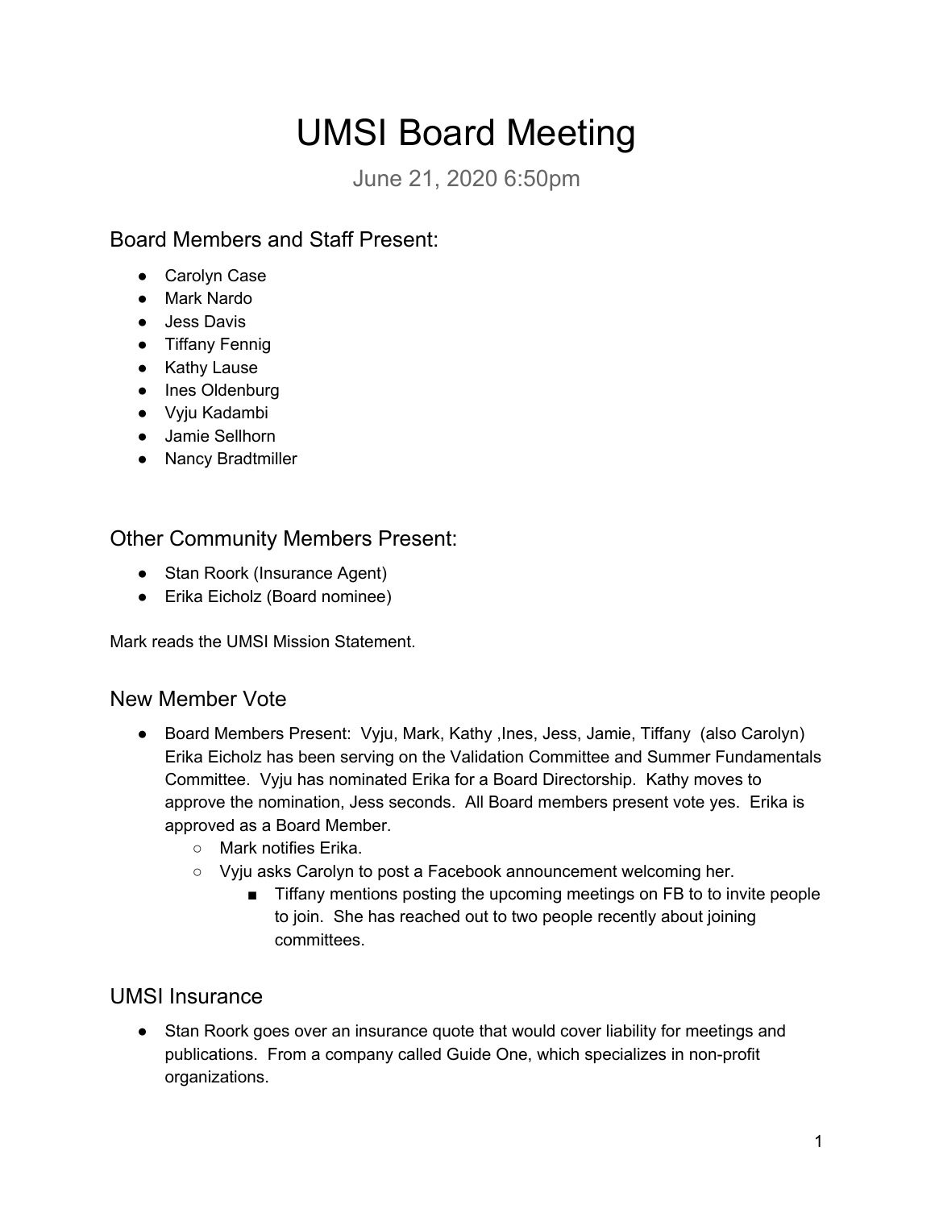# UMSI Board Meeting

June 21, 2020 6:50pm

## Board Members and Staff Present:

- Carolyn Case
- Mark Nardo
- Jess Davis
- Tiffany Fennig
- Kathy Lause
- Ines Oldenburg
- Vyju Kadambi
- Jamie Sellhorn
- Nancy Bradtmiller

## Other Community Members Present:

- Stan Roork (Insurance Agent)
- Erika Eicholz (Board nominee)

Mark reads the UMSI Mission Statement.

## New Member Vote

- Board Members Present: Vyju, Mark, Kathy ,Ines, Jess, Jamie, Tiffany (also Carolyn) Erika Eicholz has been serving on the Validation Committee and Summer Fundamentals Committee. Vyju has nominated Erika for a Board Directorship. Kathy moves to approve the nomination, Jess seconds. All Board members present vote yes. Erika is approved as a Board Member.
    - Mark notifies Erika.
    - Vyju asks Carolyn to post a Facebook announcement welcoming her.
        - Tiffany mentions posting the upcoming meetings on FB to to invite people to join. She has reached out to two people recently about joining committees.

## UMSI Insurance

- Stan Roork goes over an insurance quote that would cover liability for meetings and publications. From a company called Guide One, which specializes in non-profit organizations.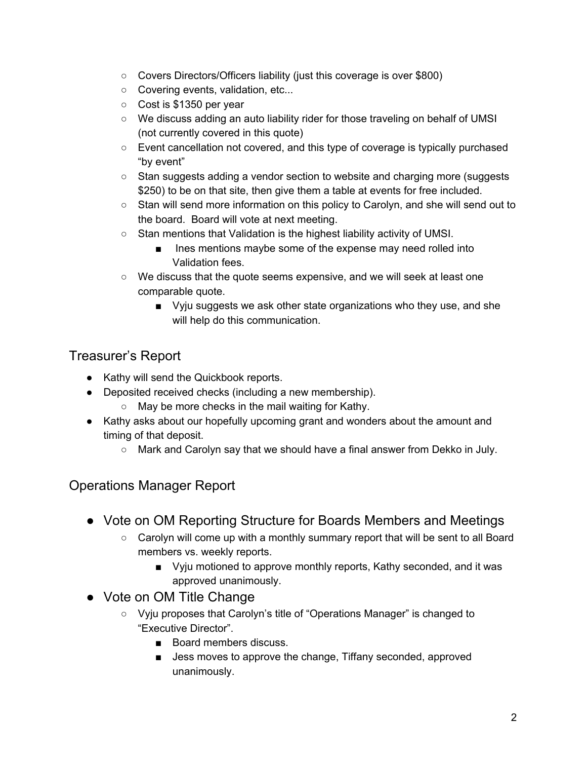- Covers Directors/Officers liability (just this coverage is over $800)
  - Covering events, validation, etc...
  - Cost is $1350 per year
  - We discuss adding an auto liability rider for those traveling on behalf of UMSI (not currently covered in this quote)
  - Event cancellation not covered, and this type of coverage is typically purchased "by event"
  - Stan suggests adding a vendor section to website and charging more (suggests $250) to be on that site, then give them a table at events for free included.
  - Stan will send more information on this policy to Carolyn, and she will send out to the board. Board will vote at next meeting.
  - Stan mentions that Validation is the highest liability activity of UMSI.
    - Ines mentions maybe some of the expense may need rolled into Validation fees.
  - We discuss that the quote seems expensive, and we will seek at least one comparable quote.
    - Vyju suggests we ask other state organizations who they use, and she will help do this communication.

## Treasurer's Report

- Kathy will send the Quickbook reports.
- Deposited received checks (including a new membership).
  - May be more checks in the mail waiting for Kathy.
- Kathy asks about our hopefully upcoming grant and wonders about the amount and timing of that deposit.
  - Mark and Carolyn say that we should have a final answer from Dekko in July.

## Operations Manager Report

- Vote on OM Reporting Structure for Boards Members and Meetings
  - Carolyn will come up with a monthly summary report that will be sent to all Board members vs. weekly reports.
    - Vyju motioned to approve monthly reports, Kathy seconded, and it was approved unanimously.
- Vote on OM Title Change
  - Vyju proposes that Carolyn's title of "Operations Manager" is changed to "Executive Director".
    - Board members discuss.
    - Jess moves to approve the change, Tiffany seconded, approved unanimously.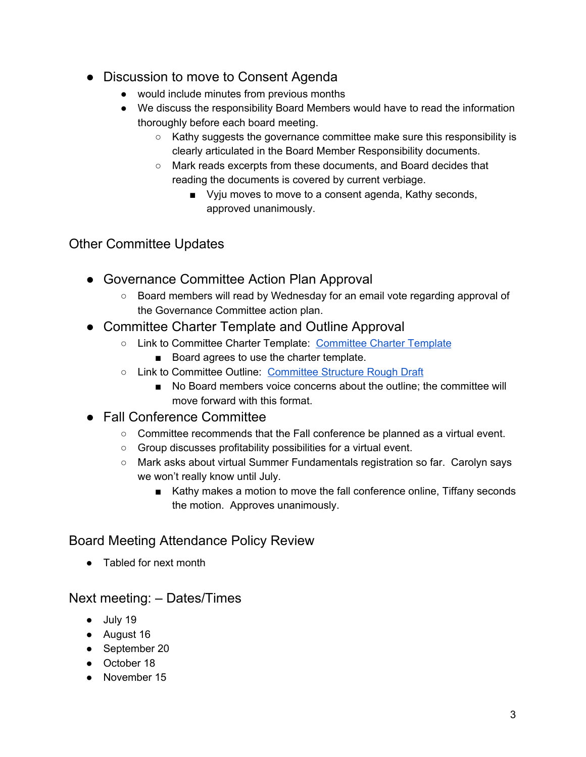- Discussion to move to Consent Agenda
  - would include minutes from previous months
  - We discuss the responsibility Board Members would have to read the information thoroughly before each board meeting.
    - Kathy suggests the governance committee make sure this responsibility is clearly articulated in the Board Member Responsibility documents.
    - Mark reads excerpts from these documents, and Board decides that reading the documents is covered by current verbiage.
      - Vyju moves to move to a consent agenda, Kathy seconds, approved unanimously.

## Other Committee Updates

- Governance Committee Action Plan Approval
  - Board members will read by Wednesday for an email vote regarding approval of the Governance Committee action plan.
- Committee Charter Template and Outline Approval
  - Link to Committee Charter Template: Committee Charter Template
    - Board agrees to use the charter template.
  - Link to Committee Outline: Committee Structure Rough Draft
    - No Board members voice concerns about the outline; the committee will move forward with this format.
- Fall Conference Committee
  - Committee recommends that the Fall conference be planned as a virtual event.
  - Group discusses profitability possibilities for a virtual event.
  - Mark asks about virtual Summer Fundamentals registration so far. Carolyn says we won't really know until July.
    - Kathy makes a motion to move the fall conference online, Tiffany seconds the motion. Approves unanimously.

## Board Meeting Attendance Policy Review

- Tabled for next month

## Next meeting: – Dates/Times

- July 19
- August 16
- September 20
- October 18
- November 15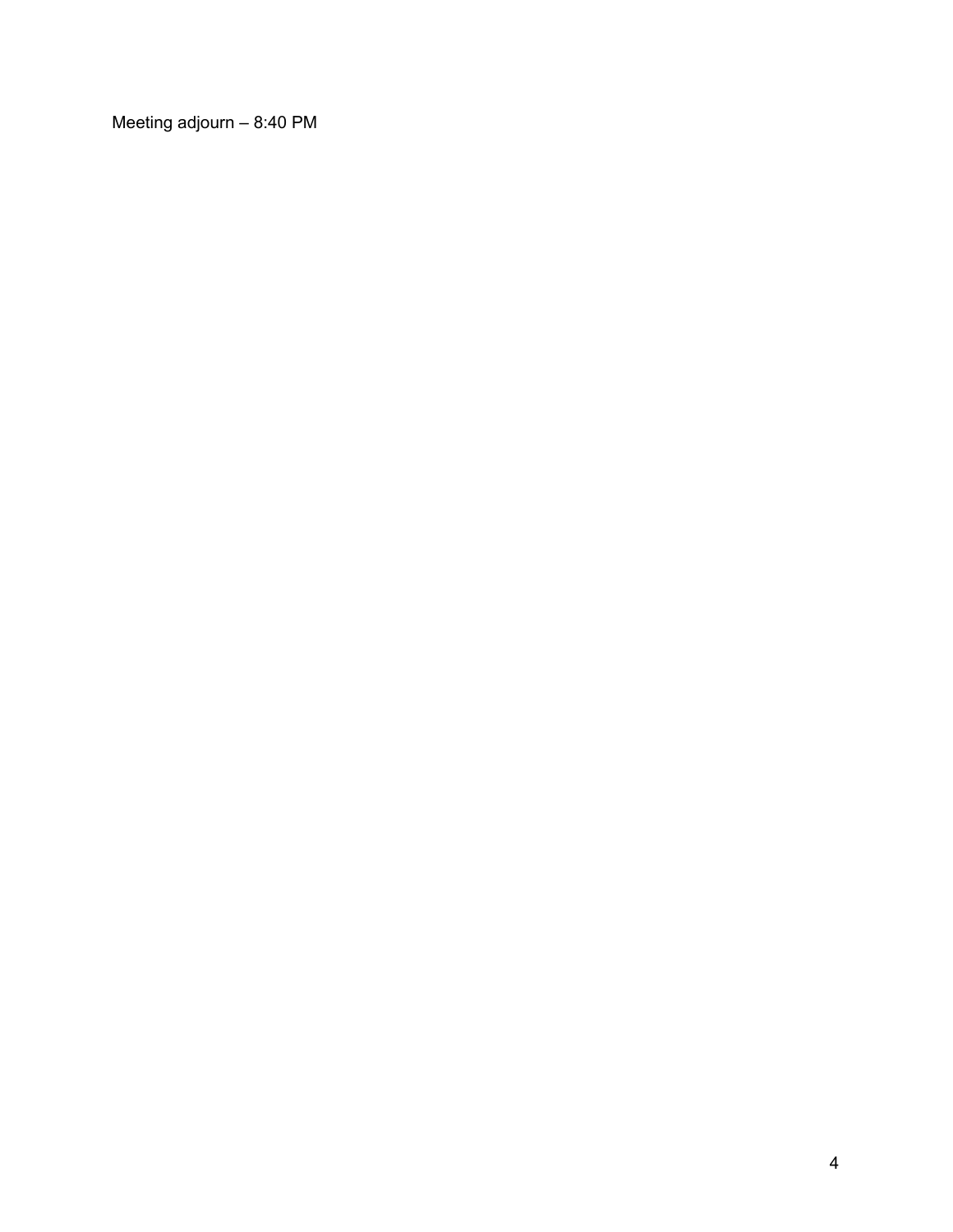Meeting adjourn – 8:40 PM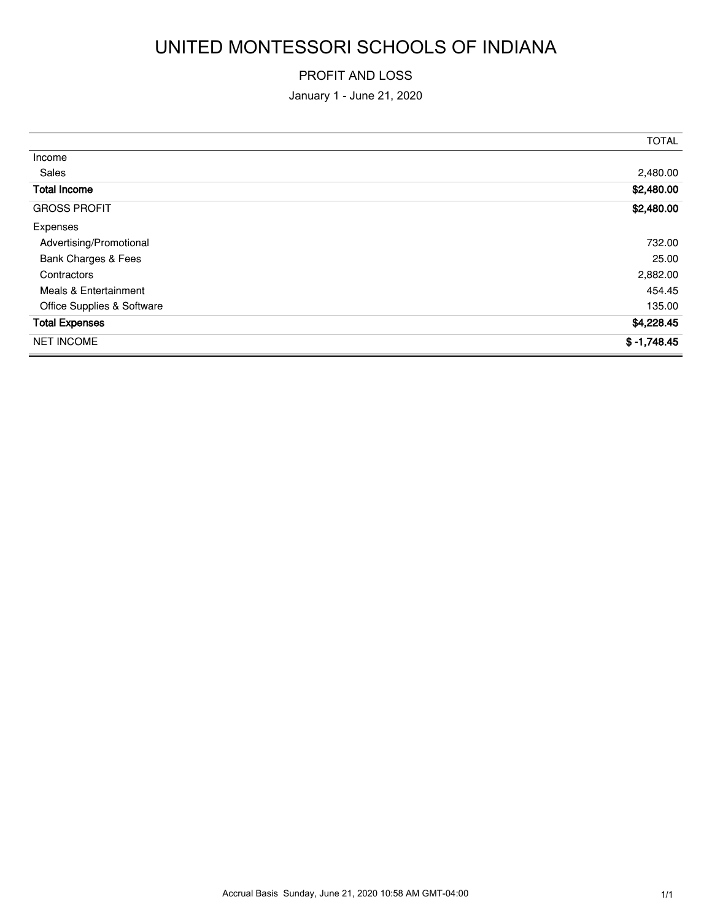# UNITED MONTESSORI SCHOOLS OF INDIANA

## PROFIT AND LOSS

January 1 - June 21, 2020

| | TOTAL |
|---|---:|
| Income | |
| Sales | 2,480.00 |
| **Total Income** | **$2,480.00** |
| GROSS PROFIT | **$2,480.00** |
| Expenses | |
| Advertising/Promotional | 732.00 |
| Bank Charges & Fees | 25.00 |
| Contractors | 2,882.00 |
| Meals & Entertainment | 454.45 |
| Office Supplies & Software | 135.00 |
| **Total Expenses** | **$4,228.45** |
| NET INCOME | **$ -1,748.45** |

Accrual Basis Sunday, June 21, 2020 10:58 AM GMT-04:00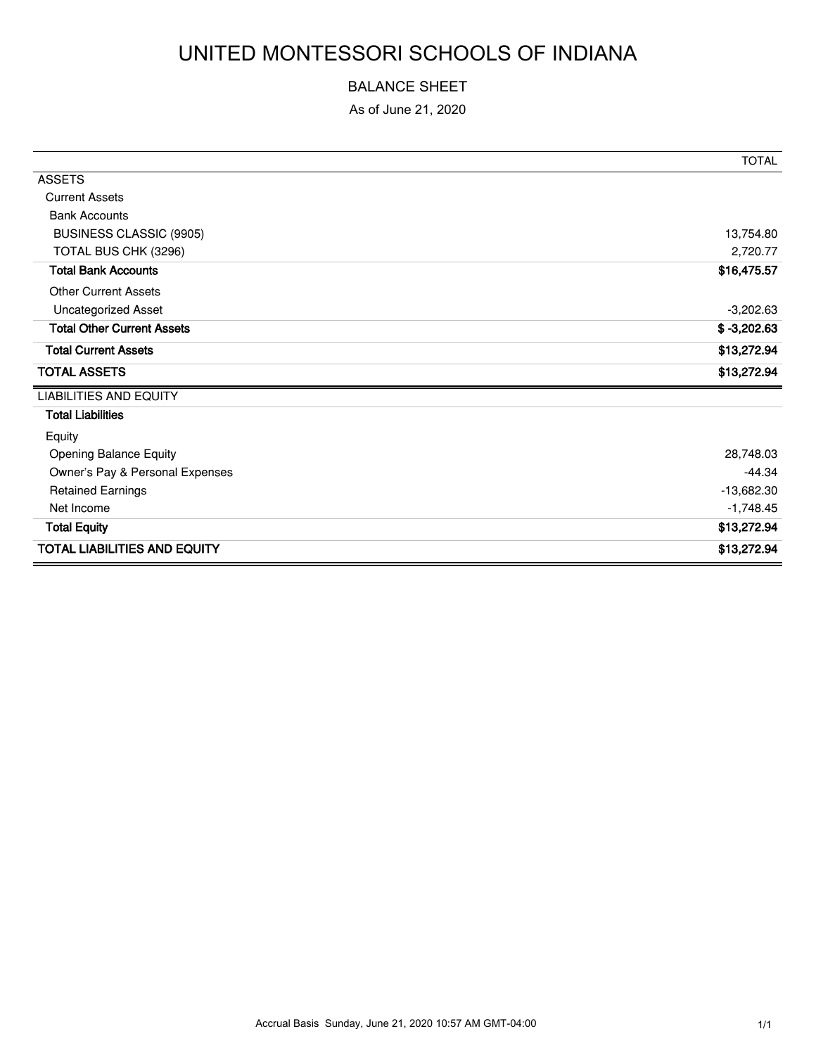# UNITED MONTESSORI SCHOOLS OF INDIANA

## BALANCE SHEET

As of June 21, 2020

| | TOTAL |
|---|---|
| ASSETS | |
| Current Assets | |
| Bank Accounts | |
| BUSINESS CLASSIC (9905) | 13,754.80 |
| TOTAL BUS CHK (3296) | 2,720.77 |
| **Total Bank Accounts** | **$16,475.57** |
| Other Current Assets | |
| Uncategorized Asset | -3,202.63 |
| **Total Other Current Assets** | **$ -3,202.63** |
| **Total Current Assets** | **$13,272.94** |
| **TOTAL ASSETS** | **$13,272.94** |
| LIABILITIES AND EQUITY | |
| **Total Liabilities** | |
| Equity | |
| Opening Balance Equity | 28,748.03 |
| Owner's Pay & Personal Expenses | -44.34 |
| Retained Earnings | -13,682.30 |
| Net Income | -1,748.45 |
| **Total Equity** | **$13,272.94** |
| **TOTAL LIABILITIES AND EQUITY** | **$13,272.94** |

Accrual Basis Sunday, June 21, 2020 10:57 AM GMT-04:00